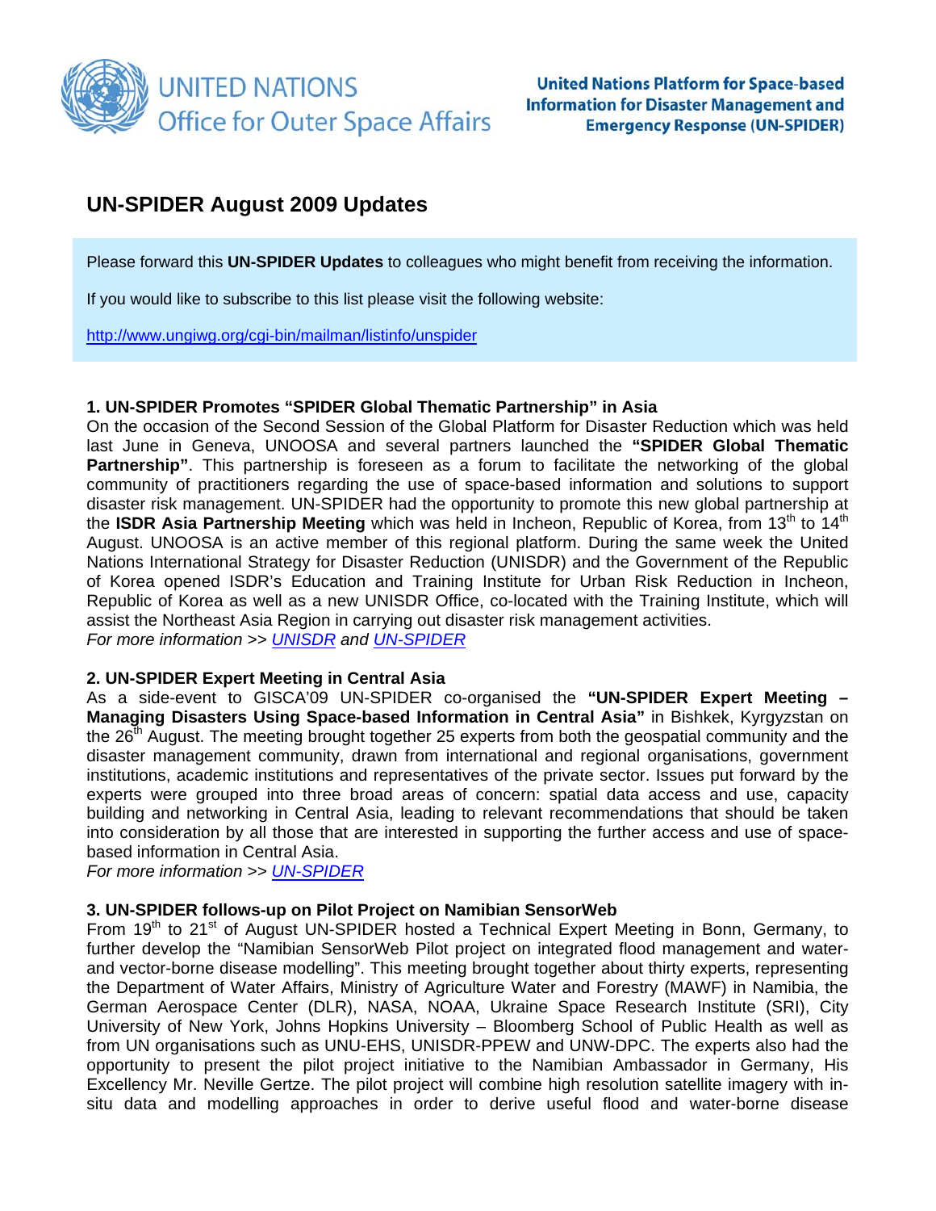UNITED NATIONS
Office for Outer Space Affairs

**United Nations Platform for Space-based Information for Disaster Management and Emergency Response (UN-SPIDER)**

# UN-SPIDER August 2009 Updates

Please forward this **UN-SPIDER Updates** to colleagues who might benefit from receiving the information.

If you would like to subscribe to this list please visit the following website:

http://www.ungiwg.org/cgi-bin/mailman/listinfo/unspider

### 1. UN-SPIDER Promotes "SPIDER Global Thematic Partnership" in Asia

On the occasion of the Second Session of the Global Platform for Disaster Reduction which was held last June in Geneva, UNOOSA and several partners launched the **"SPIDER Global Thematic Partnership"**. This partnership is foreseen as a forum to facilitate the networking of the global community of practitioners regarding the use of space-based information and solutions to support disaster risk management. UN-SPIDER had the opportunity to promote this new global partnership at the **ISDR Asia Partnership Meeting** which was held in Incheon, Republic of Korea, from 13th to 14th August. UNOOSA is an active member of this regional platform. During the same week the United Nations International Strategy for Disaster Reduction (UNISDR) and the Government of the Republic of Korea opened ISDR's Education and Training Institute for Urban Risk Reduction in Incheon, Republic of Korea as well as a new UNISDR Office, co-located with the Training Institute, which will assist the Northeast Asia Region in carrying out disaster risk management activities.

*For more information >> UNISDR and UN-SPIDER*

### 2. UN-SPIDER Expert Meeting in Central Asia

As a side-event to GISCA'09 UN-SPIDER co-organised the **"UN-SPIDER Expert Meeting – Managing Disasters Using Space-based Information in Central Asia"** in Bishkek, Kyrgyzstan on the 26th August. The meeting brought together 25 experts from both the geospatial community and the disaster management community, drawn from international and regional organisations, government institutions, academic institutions and representatives of the private sector. Issues put forward by the experts were grouped into three broad areas of concern: spatial data access and use, capacity building and networking in Central Asia, leading to relevant recommendations that should be taken into consideration by all those that are interested in supporting the further access and use of space-based information in Central Asia.

*For more information >> UN-SPIDER*

### 3. UN-SPIDER follows-up on Pilot Project on Namibian SensorWeb

From 19th to 21st of August UN-SPIDER hosted a Technical Expert Meeting in Bonn, Germany, to further develop the "Namibian SensorWeb Pilot project on integrated flood management and water- and vector-borne disease modelling". This meeting brought together about thirty experts, representing the Department of Water Affairs, Ministry of Agriculture Water and Forestry (MAWF) in Namibia, the German Aerospace Center (DLR), NASA, NOAA, Ukraine Space Research Institute (SRI), City University of New York, Johns Hopkins University – Bloomberg School of Public Health as well as from UN organisations such as UNU-EHS, UNISDR-PPEW and UNW-DPC. The experts also had the opportunity to present the pilot project initiative to the Namibian Ambassador in Germany, His Excellency Mr. Neville Gertze. The pilot project will combine high resolution satellite imagery with in-situ data and modelling approaches in order to derive useful flood and water-borne disease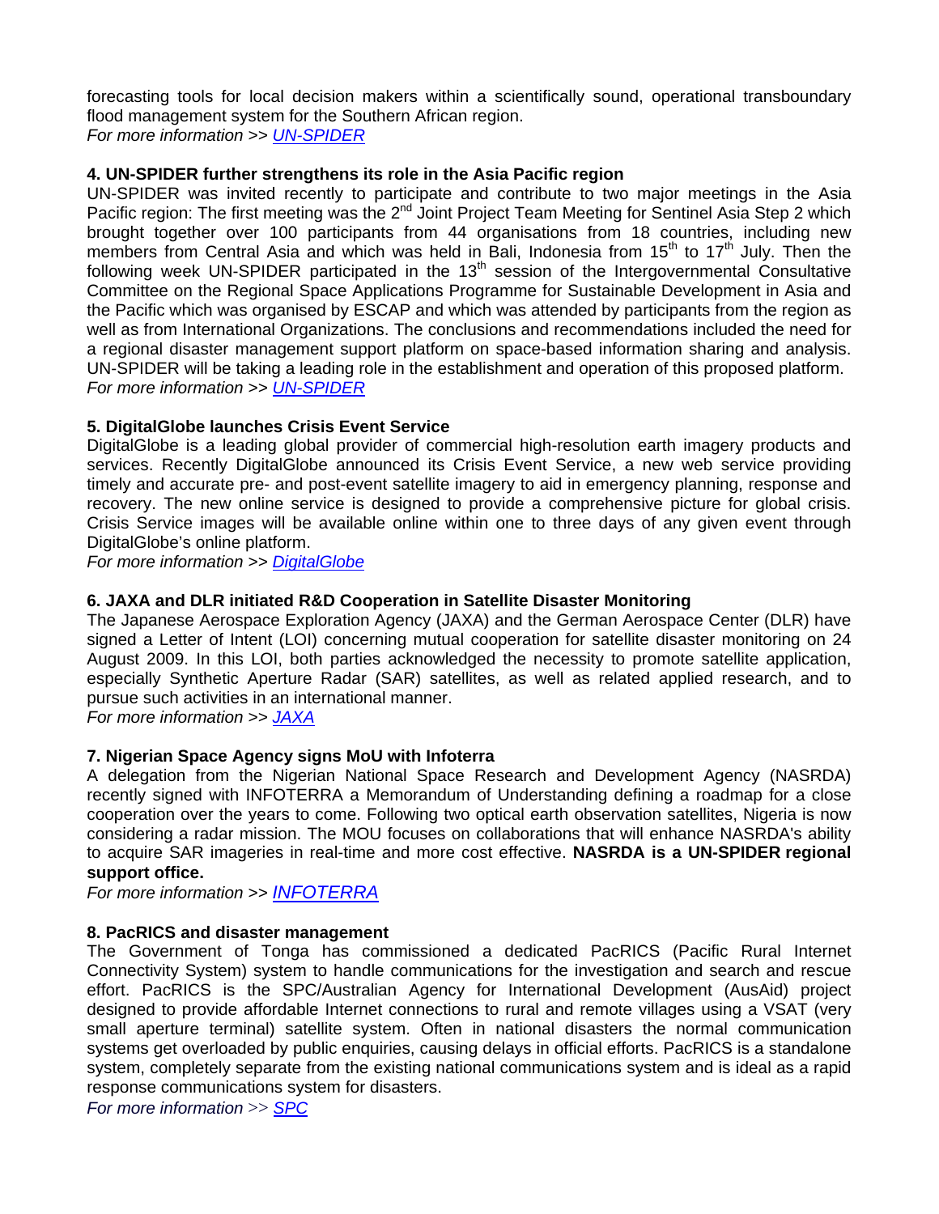forecasting tools for local decision makers within a scientifically sound, operational transboundary flood management system for the Southern African region.
*For more information >> UN-SPIDER*

**4. UN-SPIDER further strengthens its role in the Asia Pacific region**
UN-SPIDER was invited recently to participate and contribute to two major meetings in the Asia Pacific region: The first meeting was the 2nd Joint Project Team Meeting for Sentinel Asia Step 2 which brought together over 100 participants from 44 organisations from 18 countries, including new members from Central Asia and which was held in Bali, Indonesia from 15th to 17th July. Then the following week UN-SPIDER participated in the 13th session of the Intergovernmental Consultative Committee on the Regional Space Applications Programme for Sustainable Development in Asia and the Pacific which was organised by ESCAP and which was attended by participants from the region as well as from International Organizations. The conclusions and recommendations included the need for a regional disaster management support platform on space-based information sharing and analysis. UN-SPIDER will be taking a leading role in the establishment and operation of this proposed platform.
*For more information >> UN-SPIDER*

**5. DigitalGlobe launches Crisis Event Service**
DigitalGlobe is a leading global provider of commercial high-resolution earth imagery products and services. Recently DigitalGlobe announced its Crisis Event Service, a new web service providing timely and accurate pre- and post-event satellite imagery to aid in emergency planning, response and recovery. The new online service is designed to provide a comprehensive picture for global crisis. Crisis Service images will be available online within one to three days of any given event through DigitalGlobe's online platform.
*For more information >> DigitalGlobe*

**6. JAXA and DLR initiated R&D Cooperation in Satellite Disaster Monitoring**
The Japanese Aerospace Exploration Agency (JAXA) and the German Aerospace Center (DLR) have signed a Letter of Intent (LOI) concerning mutual cooperation for satellite disaster monitoring on 24 August 2009. In this LOI, both parties acknowledged the necessity to promote satellite application, especially Synthetic Aperture Radar (SAR) satellites, as well as related applied research, and to pursue such activities in an international manner.
*For more information >> JAXA*

**7. Nigerian Space Agency signs MoU with Infoterra**
A delegation from the Nigerian National Space Research and Development Agency (NASRDA) recently signed with INFOTERRA a Memorandum of Understanding defining a roadmap for a close cooperation over the years to come. Following two optical earth observation satellites, Nigeria is now considering a radar mission. The MOU focuses on collaborations that will enhance NASRDA's ability to acquire SAR imageries in real-time and more cost effective. **NASRDA is a UN-SPIDER regional support office.**
*For more information >> INFOTERRA*

**8. PacRICS and disaster management**
The Government of Tonga has commissioned a dedicated PacRICS (Pacific Rural Internet Connectivity System) system to handle communications for the investigation and search and rescue effort. PacRICS is the SPC/Australian Agency for International Development (AusAid) project designed to provide affordable Internet connections to rural and remote villages using a VSAT (very small aperture terminal) satellite system. Often in national disasters the normal communication systems get overloaded by public enquiries, causing delays in official efforts. PacRICS is a standalone system, completely separate from the existing national communications system and is ideal as a rapid response communications system for disasters.
*For more information >> SPC*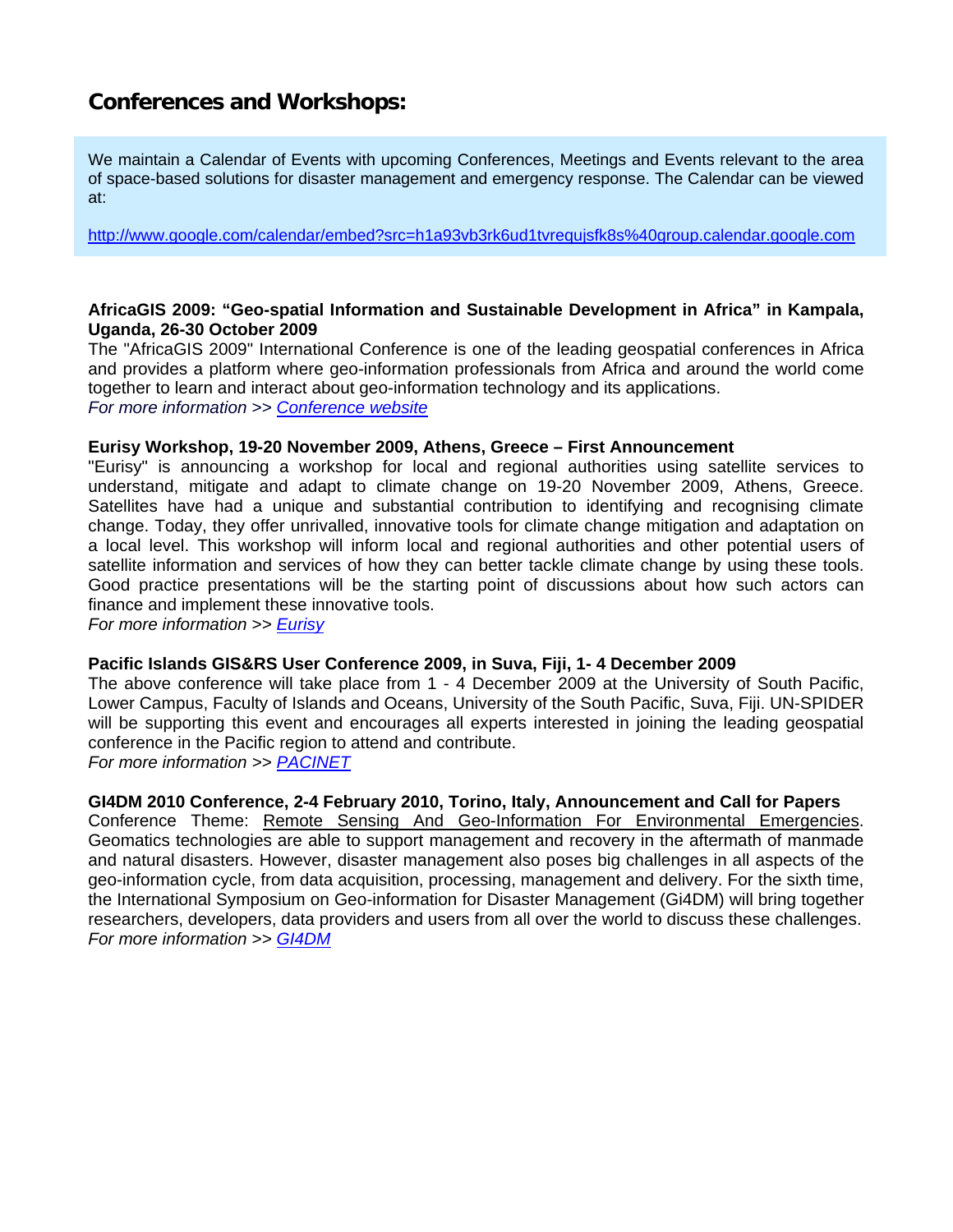## Conferences and Workshops:

We maintain a Calendar of Events with upcoming Conferences, Meetings and Events relevant to the area of space-based solutions for disaster management and emergency response. The Calendar can be viewed at:

http://www.google.com/calendar/embed?src=h1a93vb3rk6ud1tvrequjsfk8s%40group.calendar.google.com

**AfricaGIS 2009: "Geo-spatial Information and Sustainable Development in Africa" in Kampala, Uganda, 26-30 October 2009**

The "AfricaGIS 2009" International Conference is one of the leading geospatial conferences in Africa and provides a platform where geo-information professionals from Africa and around the world come together to learn and interact about geo-information technology and its applications.

*For more information >> Conference website*

**Eurisy Workshop, 19-20 November 2009, Athens, Greece – First Announcement**

"Eurisy" is announcing a workshop for local and regional authorities using satellite services to understand, mitigate and adapt to climate change on 19-20 November 2009, Athens, Greece. Satellites have had a unique and substantial contribution to identifying and recognising climate change. Today, they offer unrivalled, innovative tools for climate change mitigation and adaptation on a local level. This workshop will inform local and regional authorities and other potential users of satellite information and services of how they can better tackle climate change by using these tools. Good practice presentations will be the starting point of discussions about how such actors can finance and implement these innovative tools.

*For more information >> Eurisy*

**Pacific Islands GIS&RS User Conference 2009, in Suva, Fiji, 1- 4 December 2009**

The above conference will take place from 1 - 4 December 2009 at the University of South Pacific, Lower Campus, Faculty of Islands and Oceans, University of the South Pacific, Suva, Fiji. UN-SPIDER will be supporting this event and encourages all experts interested in joining the leading geospatial conference in the Pacific region to attend and contribute.

*For more information >> PACINET*

**GI4DM 2010 Conference, 2-4 February 2010, Torino, Italy, Announcement and Call for Papers**

Conference Theme: Remote Sensing And Geo-Information For Environmental Emergencies. Geomatics technologies are able to support management and recovery in the aftermath of manmade and natural disasters. However, disaster management also poses big challenges in all aspects of the geo-information cycle, from data acquisition, processing, management and delivery. For the sixth time, the International Symposium on Geo-information for Disaster Management (Gi4DM) will bring together researchers, developers, data providers and users from all over the world to discuss these challenges.

*For more information >> GI4DM*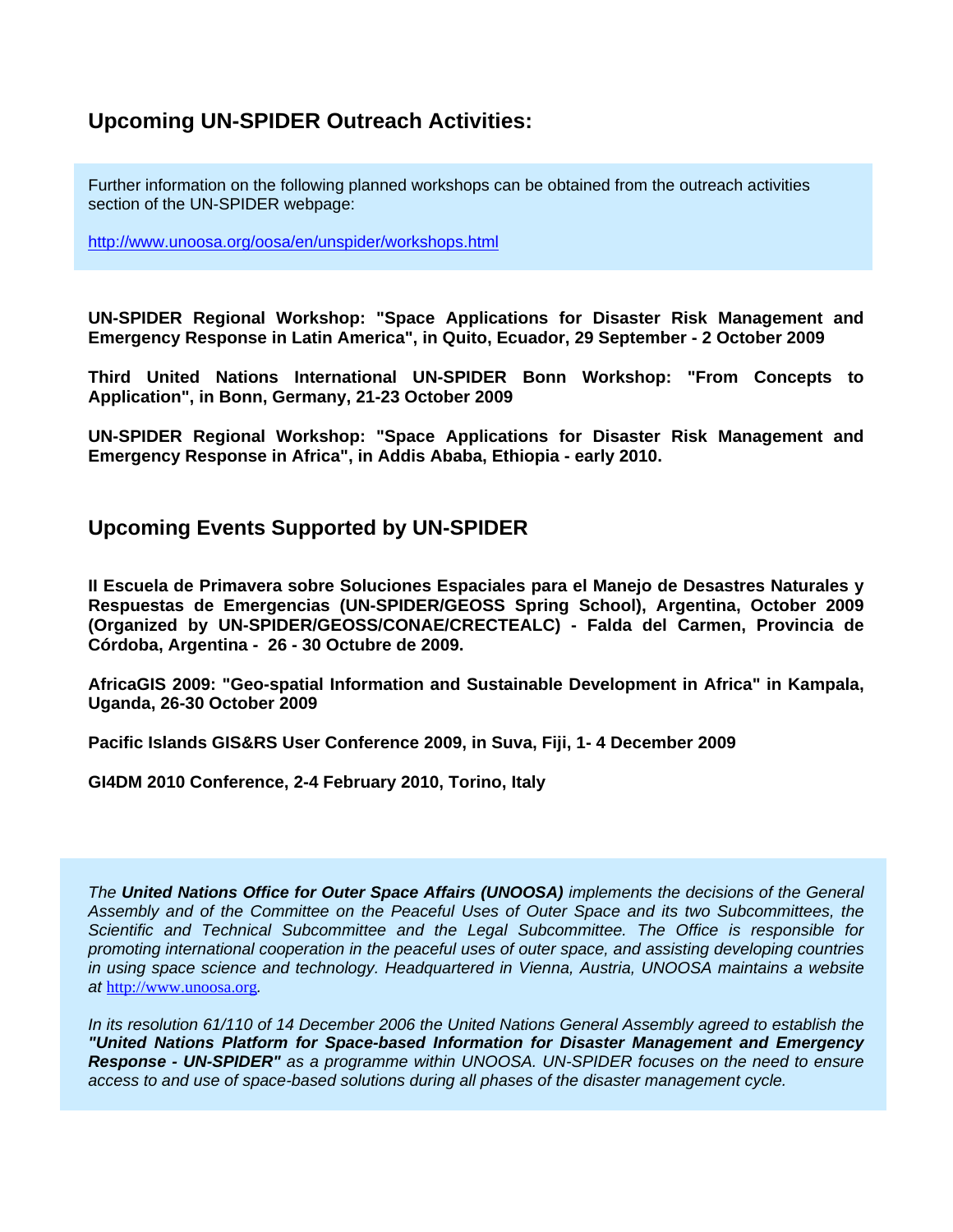## Upcoming UN-SPIDER Outreach Activities:

Further information on the following planned workshops can be obtained from the outreach activities section of the UN-SPIDER webpage:

http://www.unoosa.org/oosa/en/unspider/workshops.html

**UN-SPIDER Regional Workshop: "Space Applications for Disaster Risk Management and Emergency Response in Latin America", in Quito, Ecuador, 29 September - 2 October 2009**

**Third United Nations International UN-SPIDER Bonn Workshop: "From Concepts to Application", in Bonn, Germany, 21-23 October 2009**

**UN-SPIDER Regional Workshop: "Space Applications for Disaster Risk Management and Emergency Response in Africa", in Addis Ababa, Ethiopia - early 2010.**

## Upcoming Events Supported by UN-SPIDER

**II Escuela de Primavera sobre Soluciones Espaciales para el Manejo de Desastres Naturales y Respuestas de Emergencias (UN-SPIDER/GEOSS Spring School), Argentina, October 2009 (Organized by UN-SPIDER/GEOSS/CONAE/CRECTEALC) - Falda del Carmen, Provincia de Córdoba, Argentina - 26 - 30 Octubre de 2009.**

**AfricaGIS 2009: "Geo-spatial Information and Sustainable Development in Africa" in Kampala, Uganda, 26-30 October 2009**

**Pacific Islands GIS&RS User Conference 2009, in Suva, Fiji, 1- 4 December 2009**

**GI4DM 2010 Conference, 2-4 February 2010, Torino, Italy**

*The **United Nations Office for Outer Space Affairs (UNOOSA)** implements the decisions of the General Assembly and of the Committee on the Peaceful Uses of Outer Space and its two Subcommittees, the Scientific and Technical Subcommittee and the Legal Subcommittee. The Office is responsible for promoting international cooperation in the peaceful uses of outer space, and assisting developing countries in using space science and technology. Headquartered in Vienna, Austria, UNOOSA maintains a website at* http://www.unoosa.org.

*In its resolution 61/110 of 14 December 2006 the United Nations General Assembly agreed to establish the **"United Nations Platform for Space-based Information for Disaster Management and Emergency Response - UN-SPIDER"** as a programme within UNOOSA. UN-SPIDER focuses on the need to ensure access to and use of space-based solutions during all phases of the disaster management cycle.*